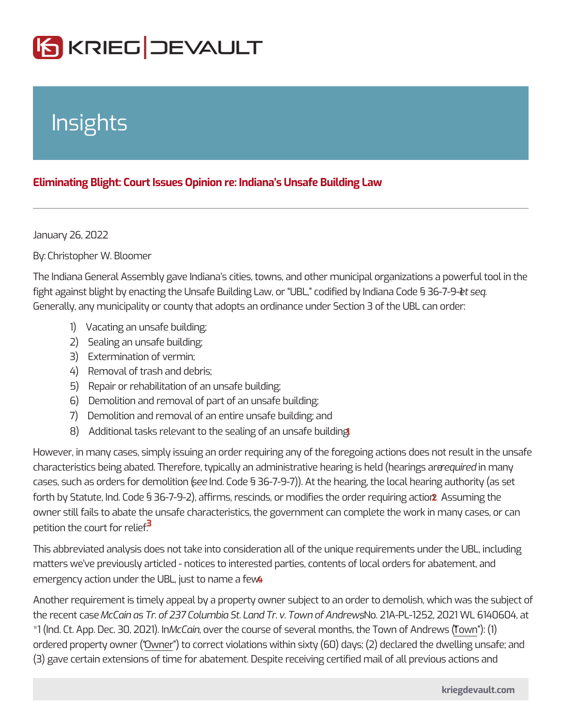# Insights

## Eliminating Blight: Court Issues Opinion re: Indiana's Unsafe Building Law

January 26, 2022

By: Christopher W. Bloomer

The Indiana General Assembly gave Indiana's cities, towns, and other municipal organizations a powerful tool in the fight against blight by enacting the Unsafe Building Law, or "UBL," codified by Indiana Code § 36-7-9-1 *et seq.* Generally, any municipality or county that adopts an ordinance under Section 3 of the UBL can order:

1) Vacating an unsafe building;
2) Sealing an unsafe building;
3) Extermination of vermin;
4) Removal of trash and debris;
5) Repair or rehabilitation of an unsafe building;
6) Demolition and removal of part of an unsafe building;
7) Demolition and removal of an entire unsafe building; and
8) Additional tasks relevant to the sealing of an unsafe building.[1]

However, in many cases, simply issuing an order requiring any of the foregoing actions does not result in the unsafe characteristics being abated. Therefore, typically an administrative hearing is held (hearings are *required* in many cases, such as orders for demolition (*see* Ind. Code § 36-7-9-7)). At the hearing, the local hearing authority (as set forth by Statute, Ind. Code § 36-7-9-2), affirms, rescinds, or modifies the order requiring action.[2] Assuming the owner still fails to abate the unsafe characteristics, the government can complete the work in many cases, or can petition the court for relief.[3]

This abbreviated analysis does not take into consideration all of the unique requirements under the UBL, including matters we've previously articled - notices to interested parties, contents of local orders for abatement, and emergency action under the UBL, just to name a few.[4]

Another requirement is timely appeal by a property owner subject to an order to demolish, which was the subject of the recent case *McCain as Tr. of 237 Columbia St. Land Tr. v. Town of Andrews*, No. 21A-PL-1252, 2021 WL 6140604, at *1 (Ind. Ct. App. Dec. 30, 2021). In *McCain*, over the course of several months, the Town of Andrews ("Town"): (1) ordered property owner ("Owner") to correct violations within sixty (60) days; (2) declared the dwelling unsafe; and (3) gave certain extensions of time for abatement. Despite receiving certified mail of all previous actions and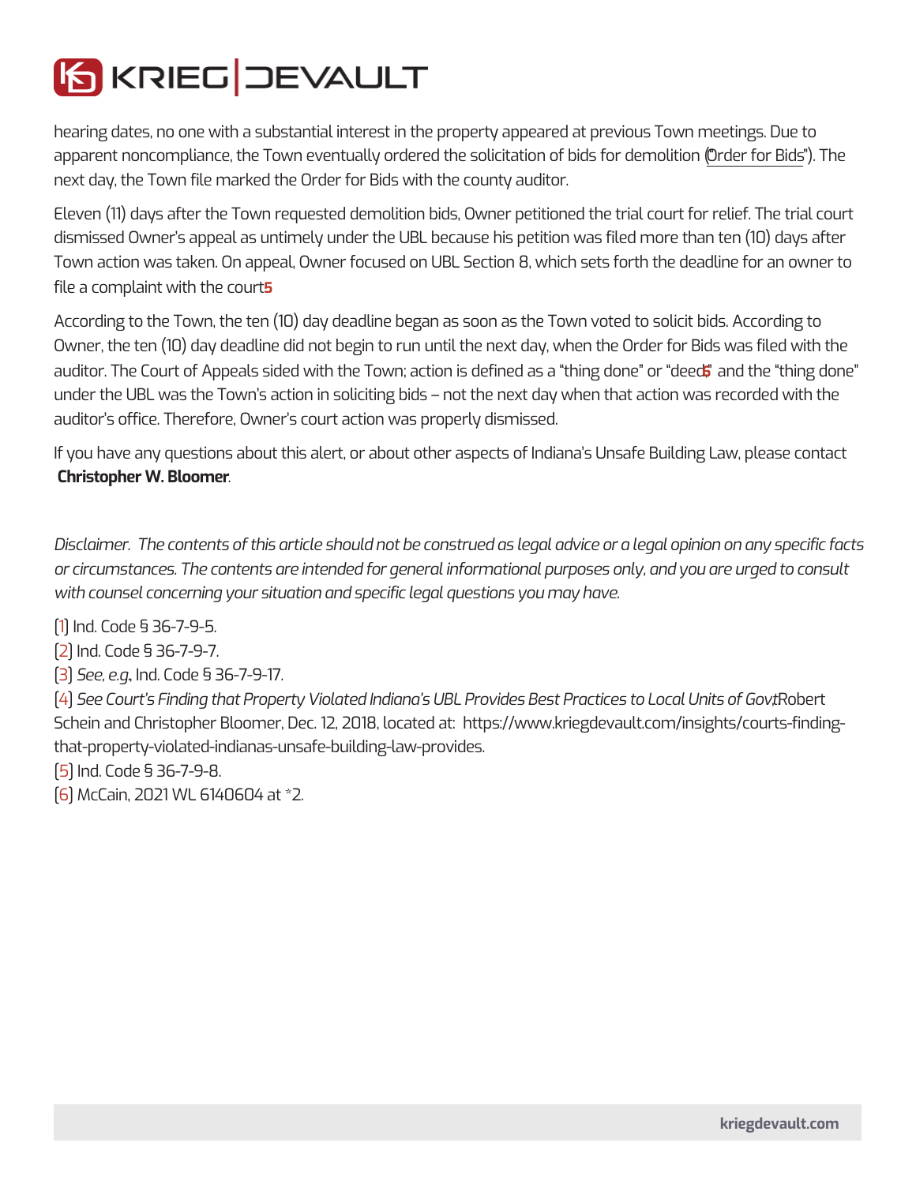hearing dates, no one with a substantial interest in the property appeared at previous Town meetings. Due to apparent noncompliance, the Town eventually ordered the solicitation of bids for demolition ("Order for Bids"). The next day, the Town file marked the Order for Bids with the county auditor.

Eleven (11) days after the Town requested demolition bids, Owner petitioned the trial court for relief. The trial court dismissed Owner's appeal as untimely under the UBL because his petition was filed more than ten (10) days after Town action was taken. On appeal, Owner focused on UBL Section 8, which sets forth the deadline for an owner to file a complaint with the court[5]

According to the Town, the ten (10) day deadline began as soon as the Town voted to solicit bids. According to Owner, the ten (10) day deadline did not begin to run until the next day, when the Order for Bids was filed with the auditor. The Court of Appeals sided with the Town; action is defined as a "thing done" or "deed"[6] and the "thing done" under the UBL was the Town's action in soliciting bids – not the next day when that action was recorded with the auditor's office. Therefore, Owner's court action was properly dismissed.

If you have any questions about this alert, or about other aspects of Indiana's Unsafe Building Law, please contact **Christopher W. Bloomer**.

*Disclaimer. The contents of this article should not be construed as legal advice or a legal opinion on any specific facts or circumstances. The contents are intended for general informational purposes only, and you are urged to consult with counsel concerning your situation and specific legal questions you may have.*

[1] Ind. Code § 36-7-9-5.
[2] Ind. Code § 36-7-9-7.
[3] *See, e.g.*, Ind. Code § 36-7-9-17.
[4] *See Court's Finding that Property Violated Indiana's UBL Provides Best Practices to Local Units of Govt*, Robert Schein and Christopher Bloomer, Dec. 12, 2018, located at: https://www.kriegdevault.com/insights/courts-finding-that-property-violated-indianas-unsafe-building-law-provides.
[5] Ind. Code § 36-7-9-8.
[6] McCain, 2021 WL 6140604 at *2.